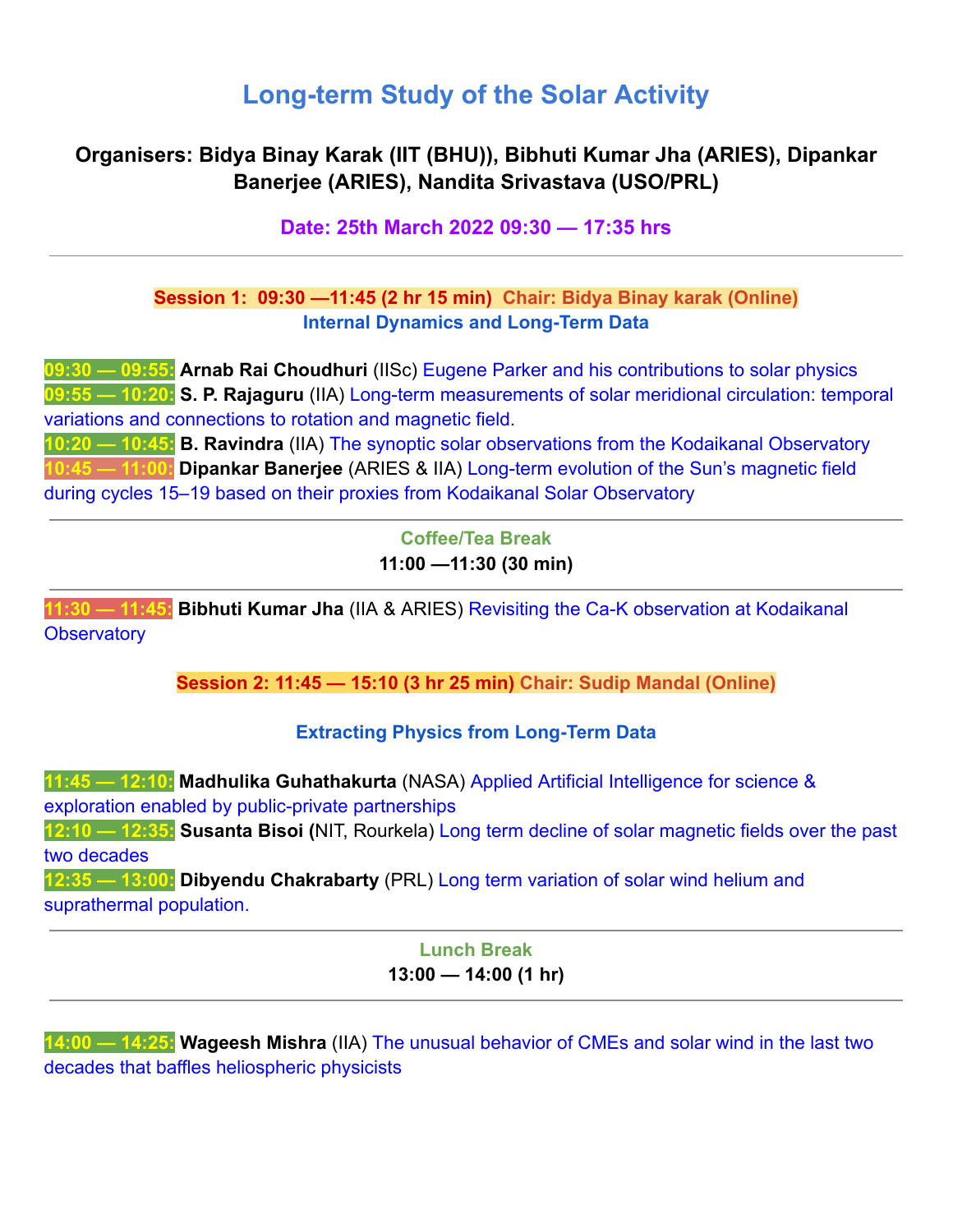# Long-term Study of the Solar Activity

**Organisers: Bidya Binay Karak (IIT (BHU)), Bibhuti Kumar Jha (ARIES), Dipankar Banerjee (ARIES), Nandita Srivastava (USO/PRL)**

**Date: 25th March 2022 09:30 — 17:35 hrs**

---

**Session 1: 09:30 —11:45 (2 hr 15 min) Chair: Bidya Binay karak (Online)**

**Internal Dynamics and Long-Term Data**

**09:30 — 09:55:** **Arnab Rai Choudhuri** (IISc) Eugene Parker and his contributions to solar physics

**09:55 — 10:20:** **S. P. Rajaguru** (IIA) Long-term measurements of solar meridional circulation: temporal variations and connections to rotation and magnetic field.

**10:20 — 10:45:** **B. Ravindra** (IIA) The synoptic solar observations from the Kodaikanal Observatory

**10:45 — 11:00:** **Dipankar Banerjee** (ARIES & IIA) Long-term evolution of the Sun's magnetic field during cycles 15–19 based on their proxies from Kodaikanal Solar Observatory

---

**Coffee/Tea Break**

**11:00 —11:30 (30 min)**

---

**11:30 — 11:45:** **Bibhuti Kumar Jha** (IIA & ARIES) Revisiting the Ca-K observation at Kodaikanal Observatory

**Session 2: 11:45 — 15:10 (3 hr 25 min) Chair: Sudip Mandal (Online)**

**Extracting Physics from Long-Term Data**

**11:45 — 12:10:** **Madhulika Guhathakurta** (NASA) Applied Artificial Intelligence for science & exploration enabled by public-private partnerships

**12:10 — 12:35:** **Susanta Bisoi (**NIT, Rourkela) Long term decline of solar magnetic fields over the past two decades

**12:35 — 13:00:** **Dibyendu Chakrabarty** (PRL) Long term variation of solar wind helium and suprathermal population.

---

**Lunch Break**

**13:00 — 14:00 (1 hr)**

---

**14:00 — 14:25:** **Wageesh Mishra** (IIA) The unusual behavior of CMEs and solar wind in the last two decades that baffles heliospheric physicists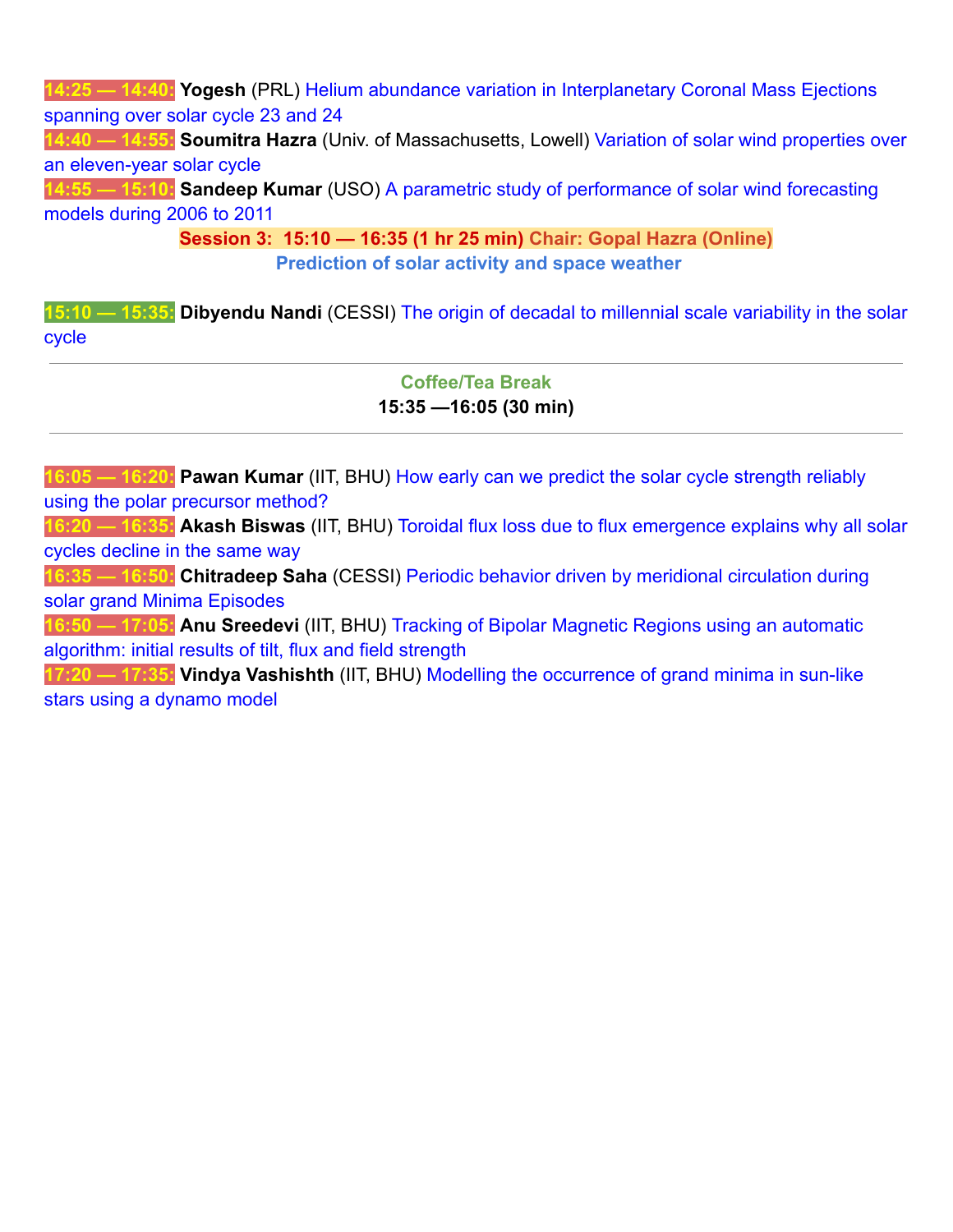**14:25 — 14:40:** **Yogesh** (PRL) Helium abundance variation in Interplanetary Coronal Mass Ejections spanning over solar cycle 23 and 24

**14:40 — 14:55:** **Soumitra Hazra** (Univ. of Massachusetts, Lowell) Variation of solar wind properties over an eleven-year solar cycle

**14:55 — 15:10:** **Sandeep Kumar** (USO) A parametric study of performance of solar wind forecasting models during 2006 to 2011

**Session 3: 15:10 — 16:35 (1 hr 25 min) Chair: Gopal Hazra (Online)**

**Prediction of solar activity and space weather**

**15:10 — 15:35:** **Dibyendu Nandi** (CESSI) The origin of decadal to millennial scale variability in the solar cycle

---

**Coffee/Tea Break**

**15:35 —16:05 (30 min)**

---

**16:05 — 16:20:** **Pawan Kumar** (IIT, BHU) How early can we predict the solar cycle strength reliably using the polar precursor method?

**16:20 — 16:35:** **Akash Biswas** (IIT, BHU) Toroidal flux loss due to flux emergence explains why all solar cycles decline in the same way

**16:35 — 16:50:** **Chitradeep Saha** (CESSI) Periodic behavior driven by meridional circulation during solar grand Minima Episodes

**16:50 — 17:05:** **Anu Sreedevi** (IIT, BHU) Tracking of Bipolar Magnetic Regions using an automatic algorithm: initial results of tilt, flux and field strength

**17:20 — 17:35:** **Vindya Vashishth** (IIT, BHU) Modelling the occurrence of grand minima in sun-like stars using a dynamo model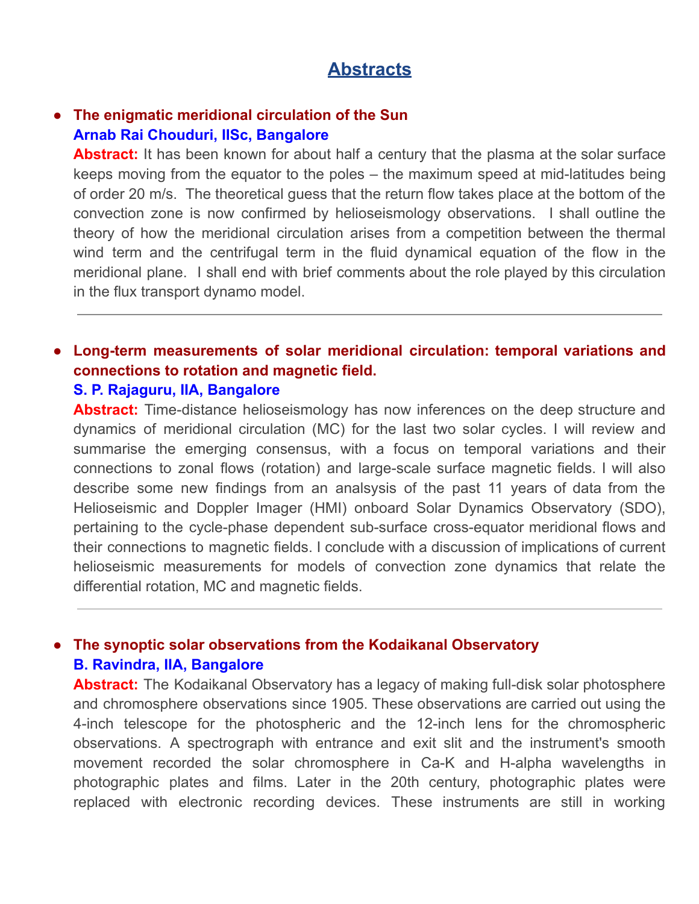# Abstracts

- **The enigmatic meridional circulation of the Sun**
  **Arnab Rai Chouduri, IISc, Bangalore**
  **Abstract:** It has been known for about half a century that the plasma at the solar surface keeps moving from the equator to the poles – the maximum speed at mid-latitudes being of order 20 m/s. The theoretical guess that the return flow takes place at the bottom of the convection zone is now confirmed by helioseismology observations. I shall outline the theory of how the meridional circulation arises from a competition between the thermal wind term and the centrifugal term in the fluid dynamical equation of the flow in the meridional plane. I shall end with brief comments about the role played by this circulation in the flux transport dynamo model.

---

- **Long-term measurements of solar meridional circulation: temporal variations and connections to rotation and magnetic field.**
  **S. P. Rajaguru, IIA, Bangalore**
  **Abstract:** Time-distance helioseismology has now inferences on the deep structure and dynamics of meridional circulation (MC) for the last two solar cycles. I will review and summarise the emerging consensus, with a focus on temporal variations and their connections to zonal flows (rotation) and large-scale surface magnetic fields. I will also describe some new findings from an analsysis of the past 11 years of data from the Helioseismic and Doppler Imager (HMI) onboard Solar Dynamics Observatory (SDO), pertaining to the cycle-phase dependent sub-surface cross-equator meridional flows and their connections to magnetic fields. I conclude with a discussion of implications of current helioseismic measurements for models of convection zone dynamics that relate the differential rotation, MC and magnetic fields.

---

- **The synoptic solar observations from the Kodaikanal Observatory**
  **B. Ravindra, IIA, Bangalore**
  **Abstract:** The Kodaikanal Observatory has a legacy of making full-disk solar photosphere and chromosphere observations since 1905. These observations are carried out using the 4-inch telescope for the photospheric and the 12-inch lens for the chromospheric observations. A spectrograph with entrance and exit slit and the instrument's smooth movement recorded the solar chromosphere in Ca-K and H-alpha wavelengths in photographic plates and films. Later in the 20th century, photographic plates were replaced with electronic recording devices. These instruments are still in working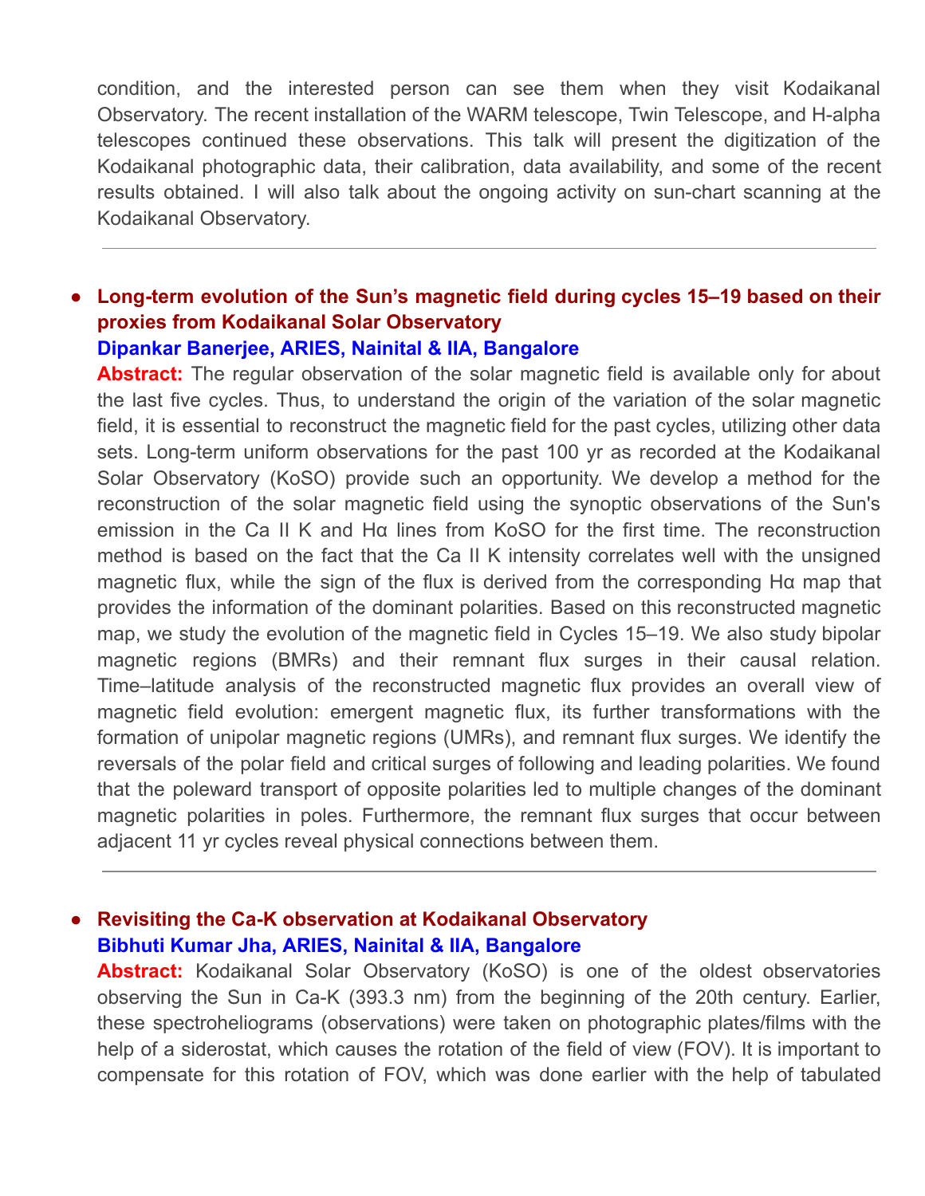condition, and the interested person can see them when they visit Kodaikanal Observatory. The recent installation of the WARM telescope, Twin Telescope, and H-alpha telescopes continued these observations. This talk will present the digitization of the Kodaikanal photographic data, their calibration, data availability, and some of the recent results obtained. I will also talk about the ongoing activity on sun-chart scanning at the Kodaikanal Observatory.

---

- **Long-term evolution of the Sun's magnetic field during cycles 15–19 based on their proxies from Kodaikanal Solar Observatory**
  **Dipankar Banerjee, ARIES, Nainital & IIA, Bangalore**
  **Abstract:** The regular observation of the solar magnetic field is available only for about the last five cycles. Thus, to understand the origin of the variation of the solar magnetic field, it is essential to reconstruct the magnetic field for the past cycles, utilizing other data sets. Long-term uniform observations for the past 100 yr as recorded at the Kodaikanal Solar Observatory (KoSO) provide such an opportunity. We develop a method for the reconstruction of the solar magnetic field using the synoptic observations of the Sun's emission in the Ca II K and Hα lines from KoSO for the first time. The reconstruction method is based on the fact that the Ca II K intensity correlates well with the unsigned magnetic flux, while the sign of the flux is derived from the corresponding Hα map that provides the information of the dominant polarities. Based on this reconstructed magnetic map, we study the evolution of the magnetic field in Cycles 15–19. We also study bipolar magnetic regions (BMRs) and their remnant flux surges in their causal relation. Time–latitude analysis of the reconstructed magnetic flux provides an overall view of magnetic field evolution: emergent magnetic flux, its further transformations with the formation of unipolar magnetic regions (UMRs), and remnant flux surges. We identify the reversals of the polar field and critical surges of following and leading polarities. We found that the poleward transport of opposite polarities led to multiple changes of the dominant magnetic polarities in poles. Furthermore, the remnant flux surges that occur between adjacent 11 yr cycles reveal physical connections between them.

---

- **Revisiting the Ca-K observation at Kodaikanal Observatory**
  **Bibhuti Kumar Jha, ARIES, Nainital & IIA, Bangalore**
  **Abstract:** Kodaikanal Solar Observatory (KoSO) is one of the oldest observatories observing the Sun in Ca-K (393.3 nm) from the beginning of the 20th century. Earlier, these spectroheliograms (observations) were taken on photographic plates/films with the help of a siderostat, which causes the rotation of the field of view (FOV). It is important to compensate for this rotation of FOV, which was done earlier with the help of tabulated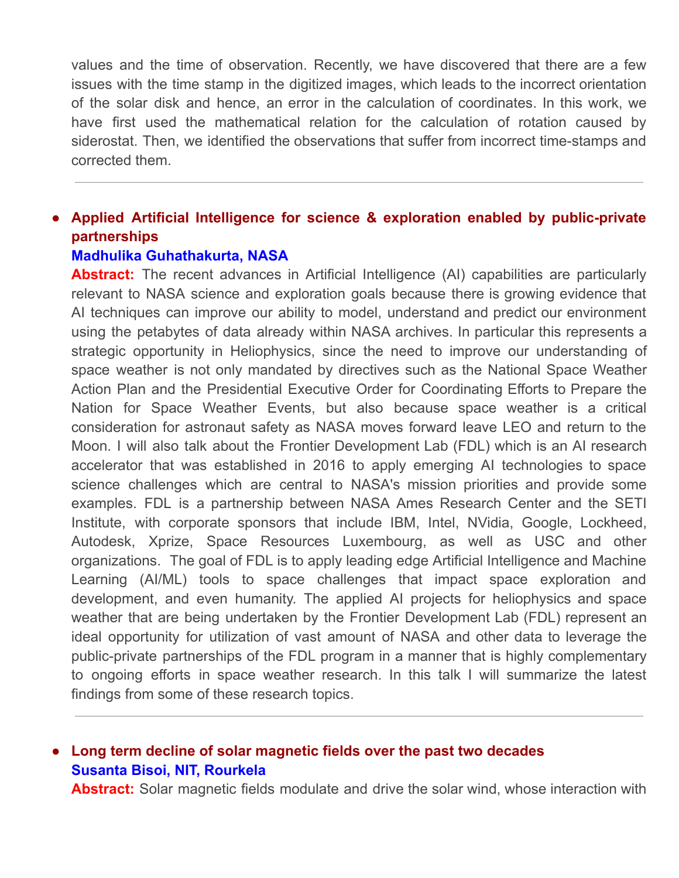values and the time of observation. Recently, we have discovered that there are a few issues with the time stamp in the digitized images, which leads to the incorrect orientation of the solar disk and hence, an error in the calculation of coordinates. In this work, we have first used the mathematical relation for the calculation of rotation caused by siderostat. Then, we identified the observations that suffer from incorrect time-stamps and corrected them.

---

- **Applied Artificial Intelligence for science & exploration enabled by public-private partnerships**
  **Madhulika Guhathakurta, NASA**
  **Abstract:** The recent advances in Artificial Intelligence (AI) capabilities are particularly relevant to NASA science and exploration goals because there is growing evidence that AI techniques can improve our ability to model, understand and predict our environment using the petabytes of data already within NASA archives. In particular this represents a strategic opportunity in Heliophysics, since the need to improve our understanding of space weather is not only mandated by directives such as the National Space Weather Action Plan and the Presidential Executive Order for Coordinating Efforts to Prepare the Nation for Space Weather Events, but also because space weather is a critical consideration for astronaut safety as NASA moves forward leave LEO and return to the Moon. I will also talk about the Frontier Development Lab (FDL) which is an AI research accelerator that was established in 2016 to apply emerging AI technologies to space science challenges which are central to NASA's mission priorities and provide some examples. FDL is a partnership between NASA Ames Research Center and the SETI Institute, with corporate sponsors that include IBM, Intel, NVidia, Google, Lockheed, Autodesk, Xprize, Space Resources Luxembourg, as well as USC and other organizations. The goal of FDL is to apply leading edge Artificial Intelligence and Machine Learning (AI/ML) tools to space challenges that impact space exploration and development, and even humanity. The applied AI projects for heliophysics and space weather that are being undertaken by the Frontier Development Lab (FDL) represent an ideal opportunity for utilization of vast amount of NASA and other data to leverage the public-private partnerships of the FDL program in a manner that is highly complementary to ongoing efforts in space weather research. In this talk I will summarize the latest findings from some of these research topics.

---

- **Long term decline of solar magnetic fields over the past two decades**
  **Susanta Bisoi, NIT, Rourkela**
  **Abstract:** Solar magnetic fields modulate and drive the solar wind, whose interaction with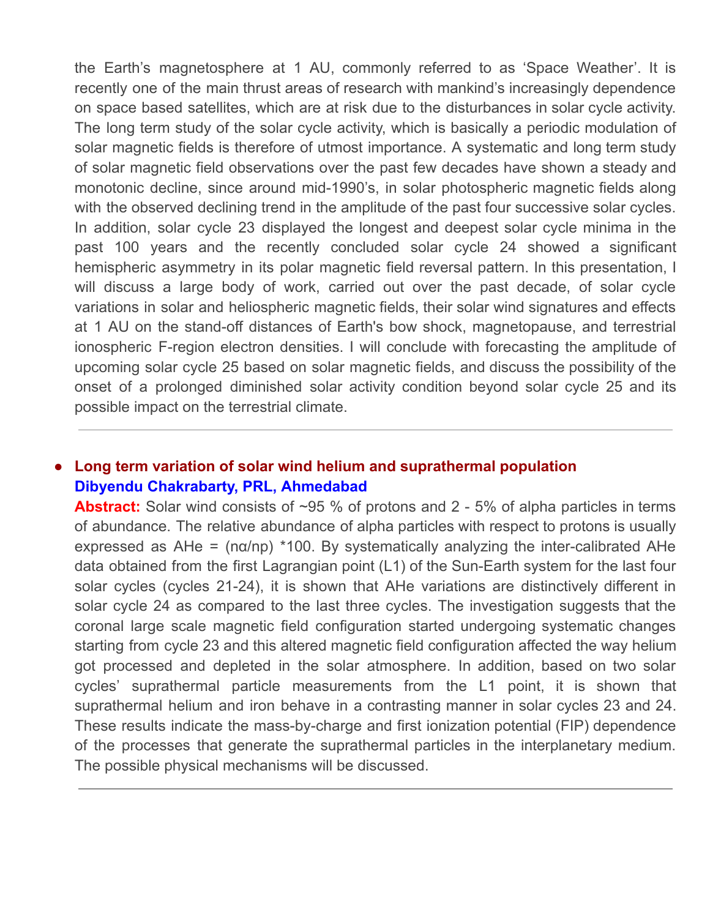the Earth's magnetosphere at 1 AU, commonly referred to as 'Space Weather'. It is recently one of the main thrust areas of research with mankind's increasingly dependence on space based satellites, which are at risk due to the disturbances in solar cycle activity. The long term study of the solar cycle activity, which is basically a periodic modulation of solar magnetic fields is therefore of utmost importance. A systematic and long term study of solar magnetic field observations over the past few decades have shown a steady and monotonic decline, since around mid-1990's, in solar photospheric magnetic fields along with the observed declining trend in the amplitude of the past four successive solar cycles. In addition, solar cycle 23 displayed the longest and deepest solar cycle minima in the past 100 years and the recently concluded solar cycle 24 showed a significant hemispheric asymmetry in its polar magnetic field reversal pattern. In this presentation, I will discuss a large body of work, carried out over the past decade, of solar cycle variations in solar and heliospheric magnetic fields, their solar wind signatures and effects at 1 AU on the stand-off distances of Earth's bow shock, magnetopause, and terrestrial ionospheric F-region electron densities. I will conclude with forecasting the amplitude of upcoming solar cycle 25 based on solar magnetic fields, and discuss the possibility of the onset of a prolonged diminished solar activity condition beyond solar cycle 25 and its possible impact on the terrestrial climate.

---

- **Long term variation of solar wind helium and suprathermal population**
  **Dibyendu Chakrabarty, PRL, Ahmedabad**
  **Abstract:** Solar wind consists of ~95 % of protons and 2 - 5% of alpha particles in terms of abundance. The relative abundance of alpha particles with respect to protons is usually expressed as $AHe = (n\alpha/np) *100$. By systematically analyzing the inter-calibrated AHe data obtained from the first Lagrangian point (L1) of the Sun-Earth system for the last four solar cycles (cycles 21-24), it is shown that AHe variations are distinctively different in solar cycle 24 as compared to the last three cycles. The investigation suggests that the coronal large scale magnetic field configuration started undergoing systematic changes starting from cycle 23 and this altered magnetic field configuration affected the way helium got processed and depleted in the solar atmosphere. In addition, based on two solar cycles' suprathermal particle measurements from the L1 point, it is shown that suprathermal helium and iron behave in a contrasting manner in solar cycles 23 and 24. These results indicate the mass-by-charge and first ionization potential (FIP) dependence of the processes that generate the suprathermal particles in the interplanetary medium. The possible physical mechanisms will be discussed.

---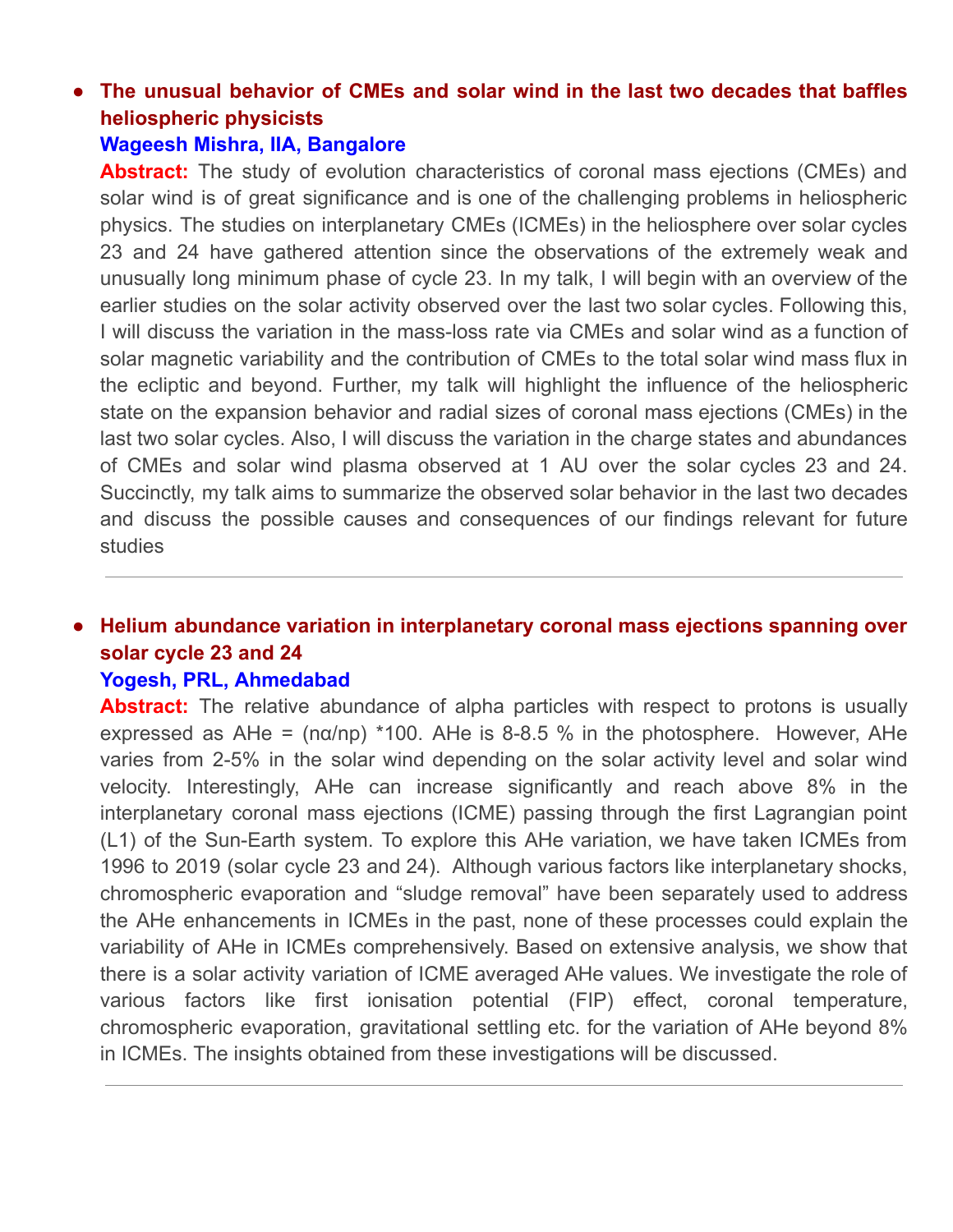- **The unusual behavior of CMEs and solar wind in the last two decades that baffles heliospheric physicists**
  **Wageesh Mishra, IIA, Bangalore**
  **Abstract:** The study of evolution characteristics of coronal mass ejections (CMEs) and solar wind is of great significance and is one of the challenging problems in heliospheric physics. The studies on interplanetary CMEs (ICMEs) in the heliosphere over solar cycles 23 and 24 have gathered attention since the observations of the extremely weak and unusually long minimum phase of cycle 23. In my talk, I will begin with an overview of the earlier studies on the solar activity observed over the last two solar cycles. Following this, I will discuss the variation in the mass-loss rate via CMEs and solar wind as a function of solar magnetic variability and the contribution of CMEs to the total solar wind mass flux in the ecliptic and beyond. Further, my talk will highlight the influence of the heliospheric state on the expansion behavior and radial sizes of coronal mass ejections (CMEs) in the last two solar cycles. Also, I will discuss the variation in the charge states and abundances of CMEs and solar wind plasma observed at 1 AU over the solar cycles 23 and 24. Succinctly, my talk aims to summarize the observed solar behavior in the last two decades and discuss the possible causes and consequences of our findings relevant for future studies

---

- **Helium abundance variation in interplanetary coronal mass ejections spanning over solar cycle 23 and 24**
  **Yogesh, PRL, Ahmedabad**
  **Abstract:** The relative abundance of alpha particles with respect to protons is usually expressed as AHe = $(n_\alpha/n_p) * 100$. AHe is 8-8.5 % in the photosphere. However, AHe varies from 2-5% in the solar wind depending on the solar activity level and solar wind velocity. Interestingly, AHe can increase significantly and reach above 8% in the interplanetary coronal mass ejections (ICME) passing through the first Lagrangian point (L1) of the Sun-Earth system. To explore this AHe variation, we have taken ICMEs from 1996 to 2019 (solar cycle 23 and 24). Although various factors like interplanetary shocks, chromospheric evaporation and "sludge removal" have been separately used to address the AHe enhancements in ICMEs in the past, none of these processes could explain the variability of AHe in ICMEs comprehensively. Based on extensive analysis, we show that there is a solar activity variation of ICME averaged AHe values. We investigate the role of various factors like first ionisation potential (FIP) effect, coronal temperature, chromospheric evaporation, gravitational settling etc. for the variation of AHe beyond 8% in ICMEs. The insights obtained from these investigations will be discussed.

---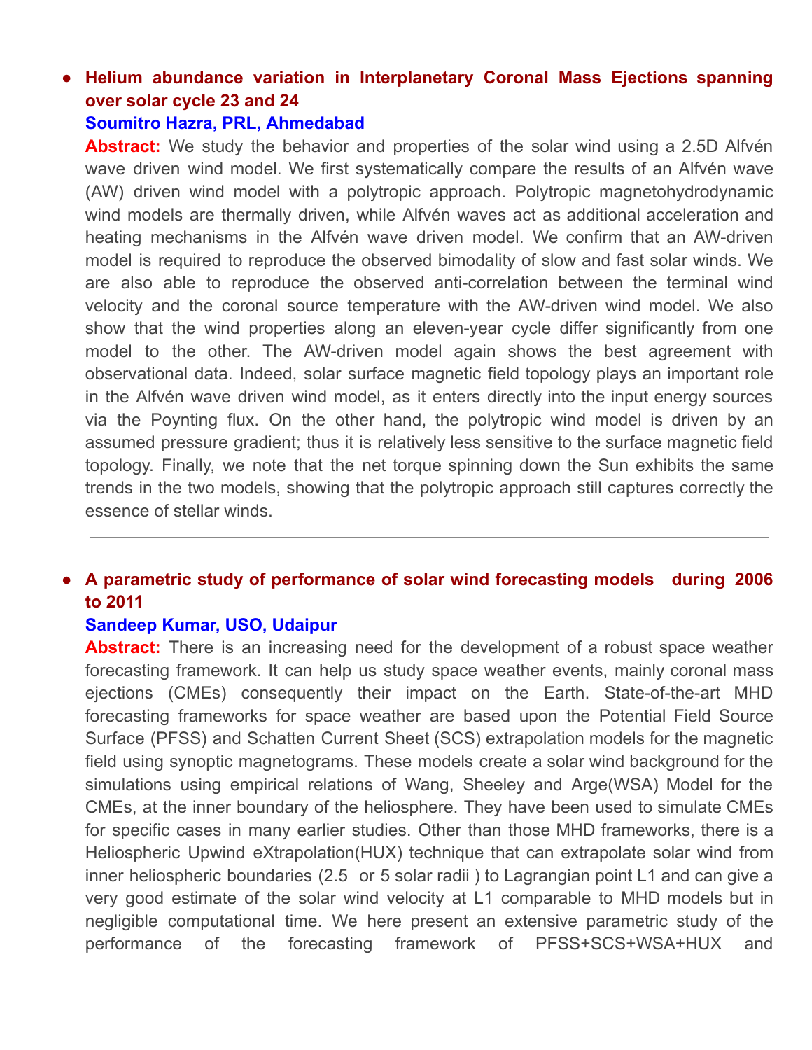- **Helium abundance variation in Interplanetary Coronal Mass Ejections spanning over solar cycle 23 and 24**
  **Soumitro Hazra, PRL, Ahmedabad**
  **Abstract:** We study the behavior and properties of the solar wind using a 2.5D Alfvén wave driven wind model. We first systematically compare the results of an Alfvén wave (AW) driven wind model with a polytropic approach. Polytropic magnetohydrodynamic wind models are thermally driven, while Alfvén waves act as additional acceleration and heating mechanisms in the Alfvén wave driven model. We confirm that an AW-driven model is required to reproduce the observed bimodality of slow and fast solar winds. We are also able to reproduce the observed anti-correlation between the terminal wind velocity and the coronal source temperature with the AW-driven wind model. We also show that the wind properties along an eleven-year cycle differ significantly from one model to the other. The AW-driven model again shows the best agreement with observational data. Indeed, solar surface magnetic field topology plays an important role in the Alfvén wave driven wind model, as it enters directly into the input energy sources via the Poynting flux. On the other hand, the polytropic wind model is driven by an assumed pressure gradient; thus it is relatively less sensitive to the surface magnetic field topology. Finally, we note that the net torque spinning down the Sun exhibits the same trends in the two models, showing that the polytropic approach still captures correctly the essence of stellar winds.

---

- **A parametric study of performance of solar wind forecasting models during 2006 to 2011**
  **Sandeep Kumar, USO, Udaipur**
  **Abstract:** There is an increasing need for the development of a robust space weather forecasting framework. It can help us study space weather events, mainly coronal mass ejections (CMEs) consequently their impact on the Earth. State-of-the-art MHD forecasting frameworks for space weather are based upon the Potential Field Source Surface (PFSS) and Schatten Current Sheet (SCS) extrapolation models for the magnetic field using synoptic magnetograms. These models create a solar wind background for the simulations using empirical relations of Wang, Sheeley and Arge(WSA) Model for the CMEs, at the inner boundary of the heliosphere. They have been used to simulate CMEs for specific cases in many earlier studies. Other than those MHD frameworks, there is a Heliospheric Upwind eXtrapolation(HUX) technique that can extrapolate solar wind from inner heliospheric boundaries (2.5 or 5 solar radii ) to Lagrangian point L1 and can give a very good estimate of the solar wind velocity at L1 comparable to MHD models but in negligible computational time. We here present an extensive parametric study of the performance of the forecasting framework of PFSS+SCS+WSA+HUX and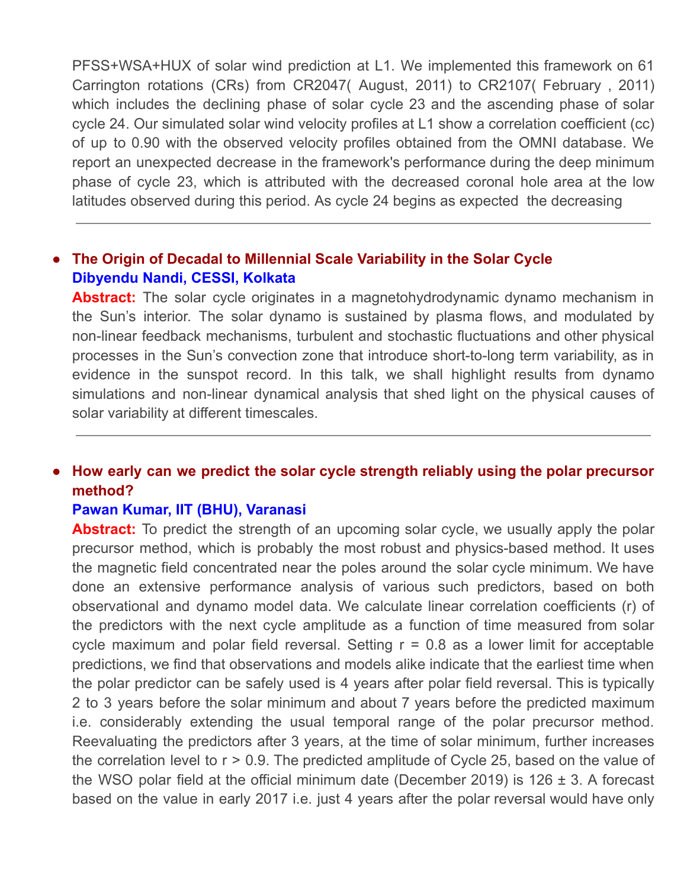PFSS+WSA+HUX of solar wind prediction at L1. We implemented this framework on 61 Carrington rotations (CRs) from CR2047( August, 2011) to CR2107( February , 2011) which includes the declining phase of solar cycle 23 and the ascending phase of solar cycle 24. Our simulated solar wind velocity profiles at L1 show a correlation coefficient (cc) of up to 0.90 with the observed velocity profiles obtained from the OMNI database. We report an unexpected decrease in the framework's performance during the deep minimum phase of cycle 23, which is attributed with the decreased coronal hole area at the low latitudes observed during this period. As cycle 24 begins as expected the decreasing

---

- **The Origin of Decadal to Millennial Scale Variability in the Solar Cycle**
  **Dibyendu Nandi, CESSI, Kolkata**
  **Abstract:** The solar cycle originates in a magnetohydrodynamic dynamo mechanism in the Sun's interior. The solar dynamo is sustained by plasma flows, and modulated by non-linear feedback mechanisms, turbulent and stochastic fluctuations and other physical processes in the Sun's convection zone that introduce short-to-long term variability, as in evidence in the sunspot record. In this talk, we shall highlight results from dynamo simulations and non-linear dynamical analysis that shed light on the physical causes of solar variability at different timescales.

---

- **How early can we predict the solar cycle strength reliably using the polar precursor method?**
  **Pawan Kumar, IIT (BHU), Varanasi**
  **Abstract:** To predict the strength of an upcoming solar cycle, we usually apply the polar precursor method, which is probably the most robust and physics-based method. It uses the magnetic field concentrated near the poles around the solar cycle minimum. We have done an extensive performance analysis of various such predictors, based on both observational and dynamo model data. We calculate linear correlation coefficients (r) of the predictors with the next cycle amplitude as a function of time measured from solar cycle maximum and polar field reversal. Setting $r = 0.8$ as a lower limit for acceptable predictions, we find that observations and models alike indicate that the earliest time when the polar predictor can be safely used is 4 years after polar field reversal. This is typically 2 to 3 years before the solar minimum and about 7 years before the predicted maximum i.e. considerably extending the usual temporal range of the polar precursor method. Reevaluating the predictors after 3 years, at the time of solar minimum, further increases the correlation level to $r > 0.9$. The predicted amplitude of Cycle 25, based on the value of the WSO polar field at the official minimum date (December 2019) is $126 \pm 3$. A forecast based on the value in early 2017 i.e. just 4 years after the polar reversal would have only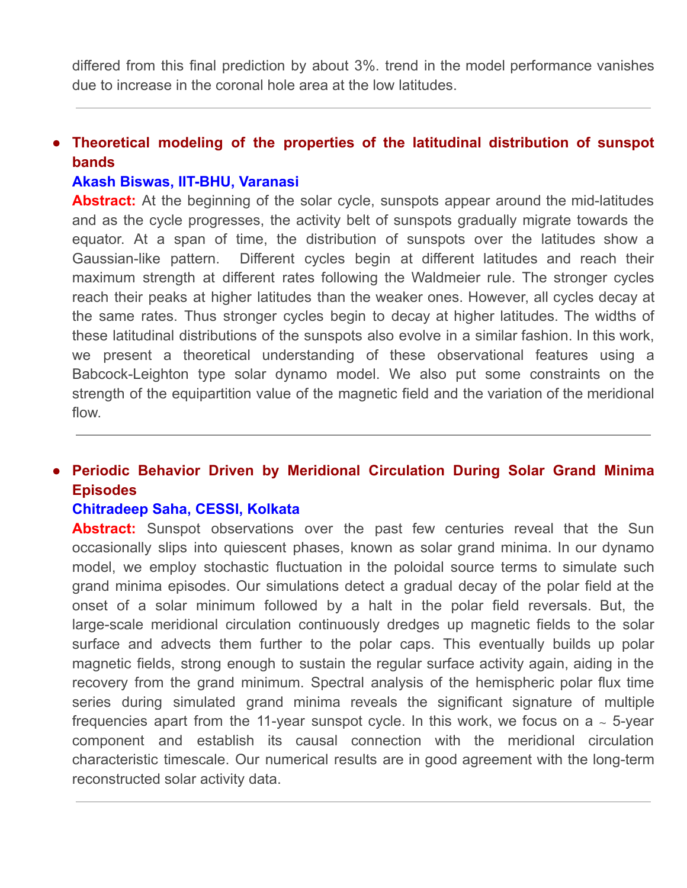differed from this final prediction by about 3%. trend in the model performance vanishes due to increase in the coronal hole area at the low latitudes.

---

- **Theoretical modeling of the properties of the latitudinal distribution of sunspot bands**

  **Akash Biswas, IIT-BHU, Varanasi**

  **Abstract:** At the beginning of the solar cycle, sunspots appear around the mid-latitudes and as the cycle progresses, the activity belt of sunspots gradually migrate towards the equator. At a span of time, the distribution of sunspots over the latitudes show a Gaussian-like pattern. Different cycles begin at different latitudes and reach their maximum strength at different rates following the Waldmeier rule. The stronger cycles reach their peaks at higher latitudes than the weaker ones. However, all cycles decay at the same rates. Thus stronger cycles begin to decay at higher latitudes. The widths of these latitudinal distributions of the sunspots also evolve in a similar fashion. In this work, we present a theoretical understanding of these observational features using a Babcock-Leighton type solar dynamo model. We also put some constraints on the strength of the equipartition value of the magnetic field and the variation of the meridional flow.

---

- **Periodic Behavior Driven by Meridional Circulation During Solar Grand Minima Episodes**

  **Chitradeep Saha, CESSI, Kolkata**

  **Abstract:** Sunspot observations over the past few centuries reveal that the Sun occasionally slips into quiescent phases, known as solar grand minima. In our dynamo model, we employ stochastic fluctuation in the poloidal source terms to simulate such grand minima episodes. Our simulations detect a gradual decay of the polar field at the onset of a solar minimum followed by a halt in the polar field reversals. But, the large-scale meridional circulation continuously dredges up magnetic fields to the solar surface and advects them further to the polar caps. This eventually builds up polar magnetic fields, strong enough to sustain the regular surface activity again, aiding in the recovery from the grand minimum. Spectral analysis of the hemispheric polar flux time series during simulated grand minima reveals the significant signature of multiple frequencies apart from the 11-year sunspot cycle. In this work, we focus on a ~ 5-year component and establish its causal connection with the meridional circulation characteristic timescale. Our numerical results are in good agreement with the long-term reconstructed solar activity data.

---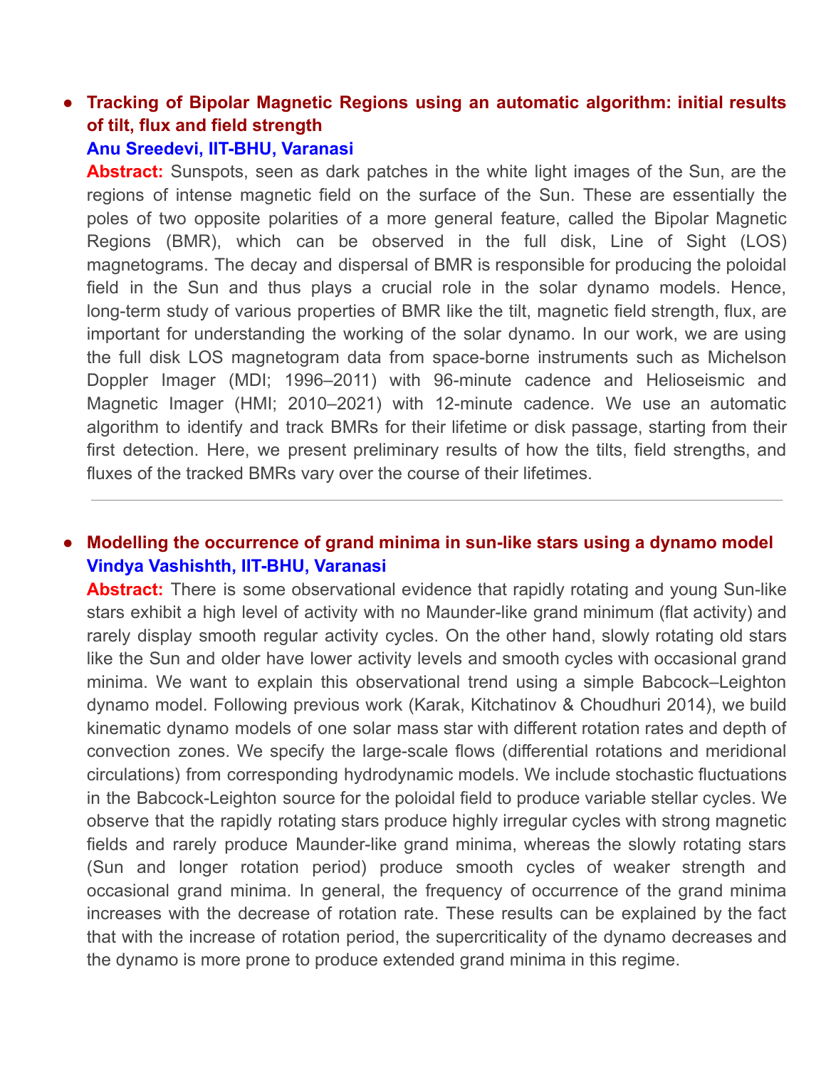- **Tracking of Bipolar Magnetic Regions using an automatic algorithm: initial results of tilt, flux and field strength**
  **Anu Sreedevi, IIT-BHU, Varanasi**
  **Abstract:** Sunspots, seen as dark patches in the white light images of the Sun, are the regions of intense magnetic field on the surface of the Sun. These are essentially the poles of two opposite polarities of a more general feature, called the Bipolar Magnetic Regions (BMR), which can be observed in the full disk, Line of Sight (LOS) magnetograms. The decay and dispersal of BMR is responsible for producing the poloidal field in the Sun and thus plays a crucial role in the solar dynamo models. Hence, long-term study of various properties of BMR like the tilt, magnetic field strength, flux, are important for understanding the working of the solar dynamo. In our work, we are using the full disk LOS magnetogram data from space-borne instruments such as Michelson Doppler Imager (MDI; 1996–2011) with 96-minute cadence and Helioseismic and Magnetic Imager (HMI; 2010–2021) with 12-minute cadence. We use an automatic algorithm to identify and track BMRs for their lifetime or disk passage, starting from their first detection. Here, we present preliminary results of how the tilts, field strengths, and fluxes of the tracked BMRs vary over the course of their lifetimes.

---

- **Modelling the occurrence of grand minima in sun-like stars using a dynamo model**
  **Vindya Vashishth, IIT-BHU, Varanasi**
  **Abstract:** There is some observational evidence that rapidly rotating and young Sun-like stars exhibit a high level of activity with no Maunder-like grand minimum (flat activity) and rarely display smooth regular activity cycles. On the other hand, slowly rotating old stars like the Sun and older have lower activity levels and smooth cycles with occasional grand minima. We want to explain this observational trend using a simple Babcock–Leighton dynamo model. Following previous work (Karak, Kitchatinov & Choudhuri 2014), we build kinematic dynamo models of one solar mass star with different rotation rates and depth of convection zones. We specify the large-scale flows (differential rotations and meridional circulations) from corresponding hydrodynamic models. We include stochastic fluctuations in the Babcock-Leighton source for the poloidal field to produce variable stellar cycles. We observe that the rapidly rotating stars produce highly irregular cycles with strong magnetic fields and rarely produce Maunder-like grand minima, whereas the slowly rotating stars (Sun and longer rotation period) produce smooth cycles of weaker strength and occasional grand minima. In general, the frequency of occurrence of the grand minima increases with the decrease of rotation rate. These results can be explained by the fact that with the increase of rotation period, the supercriticality of the dynamo decreases and the dynamo is more prone to produce extended grand minima in this regime.